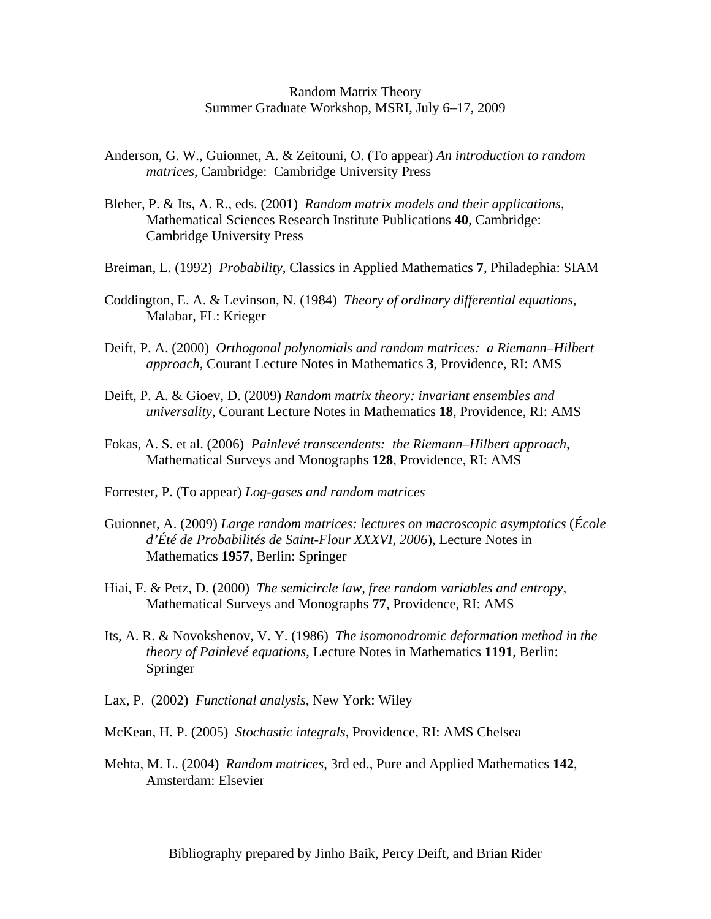Random Matrix Theory
Summer Graduate Workshop, MSRI, July 6–17, 2009

Anderson, G. W., Guionnet, A. & Zeitouni, O. (To appear) *An introduction to random matrices*, Cambridge: Cambridge University Press

Bleher, P. & Its, A. R., eds. (2001) *Random matrix models and their applications*, Mathematical Sciences Research Institute Publications **40**, Cambridge: Cambridge University Press

Breiman, L. (1992) *Probability*, Classics in Applied Mathematics **7**, Philadephia: SIAM

Coddington, E. A. & Levinson, N. (1984) *Theory of ordinary differential equations*, Malabar, FL: Krieger

Deift, P. A. (2000) *Orthogonal polynomials and random matrices: a Riemann–Hilbert approach*, Courant Lecture Notes in Mathematics **3**, Providence, RI: AMS

Deift, P. A. & Gioev, D. (2009) *Random matrix theory: invariant ensembles and universality*, Courant Lecture Notes in Mathematics **18**, Providence, RI: AMS

Fokas, A. S. et al. (2006) *Painlevé transcendents: the Riemann–Hilbert approach*, Mathematical Surveys and Monographs **128**, Providence, RI: AMS

Forrester, P. (To appear) *Log-gases and random matrices*

Guionnet, A. (2009) *Large random matrices: lectures on macroscopic asymptotics* (*École d'Été de Probabilités de Saint-Flour XXXVI, 2006*), Lecture Notes in Mathematics **1957**, Berlin: Springer

Hiai, F. & Petz, D. (2000) *The semicircle law, free random variables and entropy*, Mathematical Surveys and Monographs **77**, Providence, RI: AMS

Its, A. R. & Novokshenov, V. Y. (1986) *The isomonodromic deformation method in the theory of Painlevé equations*, Lecture Notes in Mathematics **1191**, Berlin: Springer

Lax, P. (2002) *Functional analysis*, New York: Wiley

McKean, H. P. (2005) *Stochastic integrals*, Providence, RI: AMS Chelsea

Mehta, M. L. (2004) *Random matrices*, 3rd ed., Pure and Applied Mathematics **142**, Amsterdam: Elsevier

Bibliography prepared by Jinho Baik, Percy Deift, and Brian Rider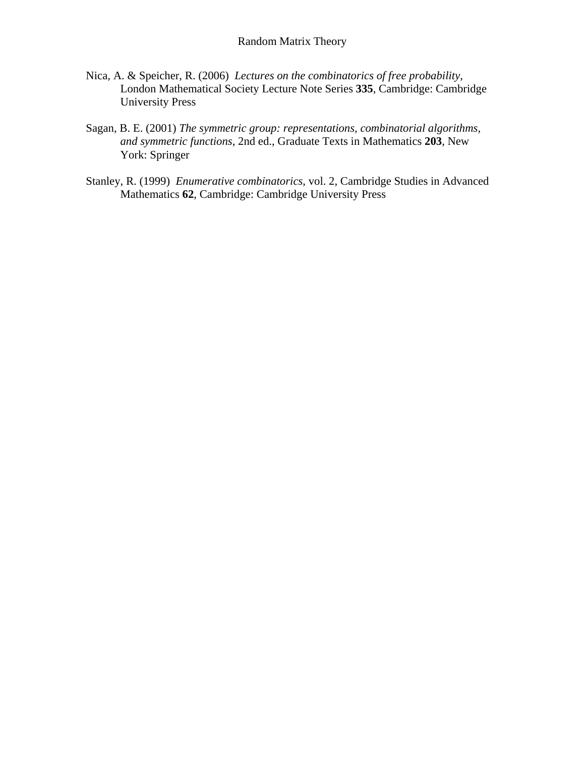Nica, A. & Speicher, R. (2006) *Lectures on the combinatorics of free probability*, London Mathematical Society Lecture Note Series **335**, Cambridge: Cambridge University Press

Sagan, B. E. (2001) *The symmetric group: representations, combinatorial algorithms, and symmetric functions*, 2nd ed., Graduate Texts in Mathematics **203**, New York: Springer

Stanley, R. (1999) *Enumerative combinatorics*, vol. 2, Cambridge Studies in Advanced Mathematics **62**, Cambridge: Cambridge University Press